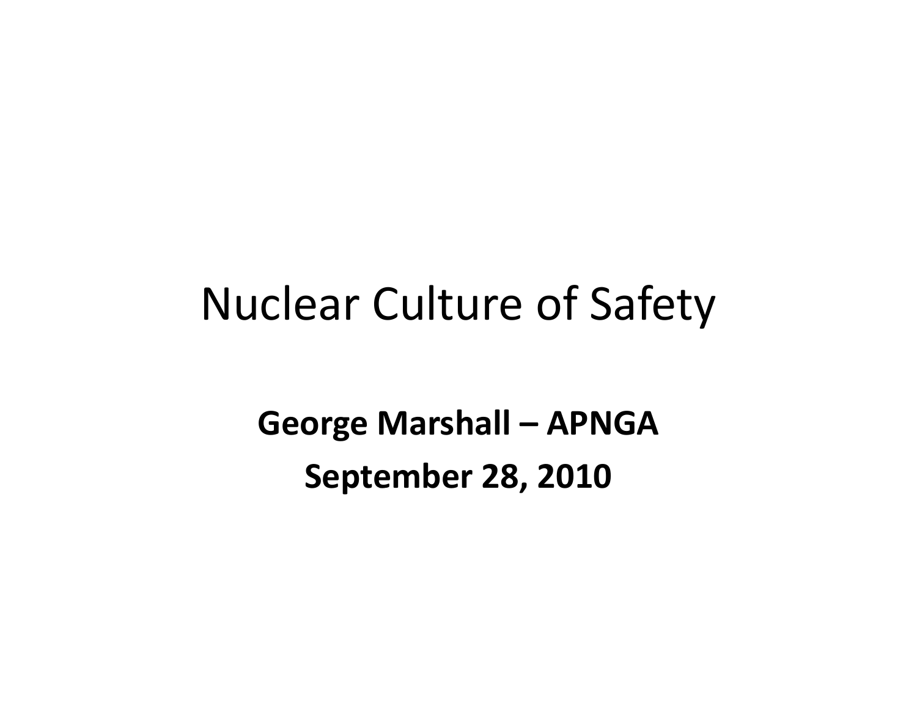# Nuclear Culture of Safety

**George Marshall – APNGA**

**September 28, 2010**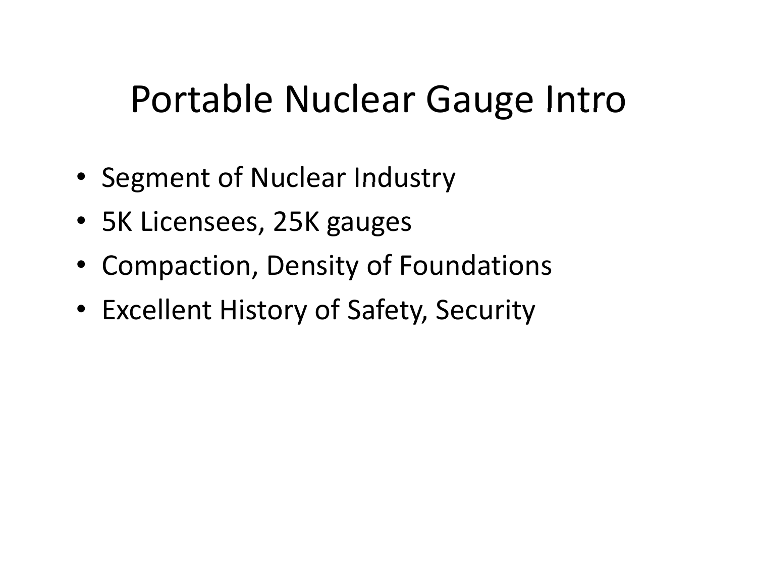# Portable Nuclear Gauge Intro

- Segment of Nuclear Industry
- 5K Licensees, 25K gauges
- Compaction, Density of Foundations
- Excellent History of Safety, Security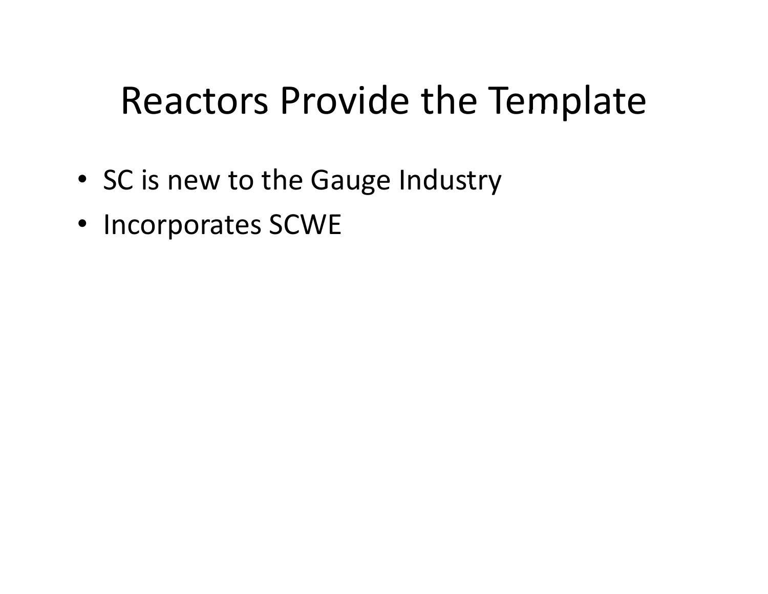# Reactors Provide the Template

- SC is new to the Gauge Industry
- Incorporates SCWE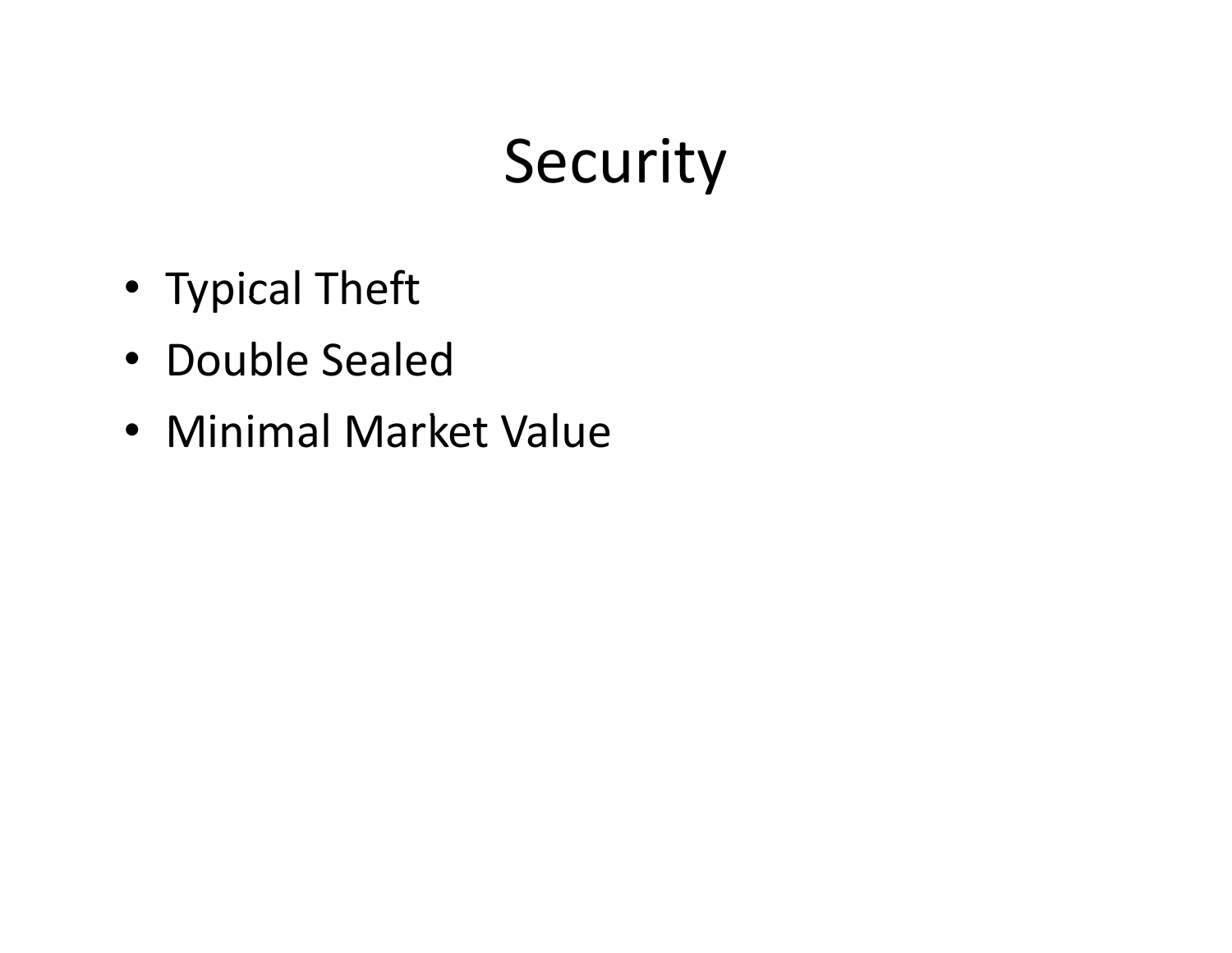# Security

- Typical Theft
- Double Sealed
- Minimal Market Value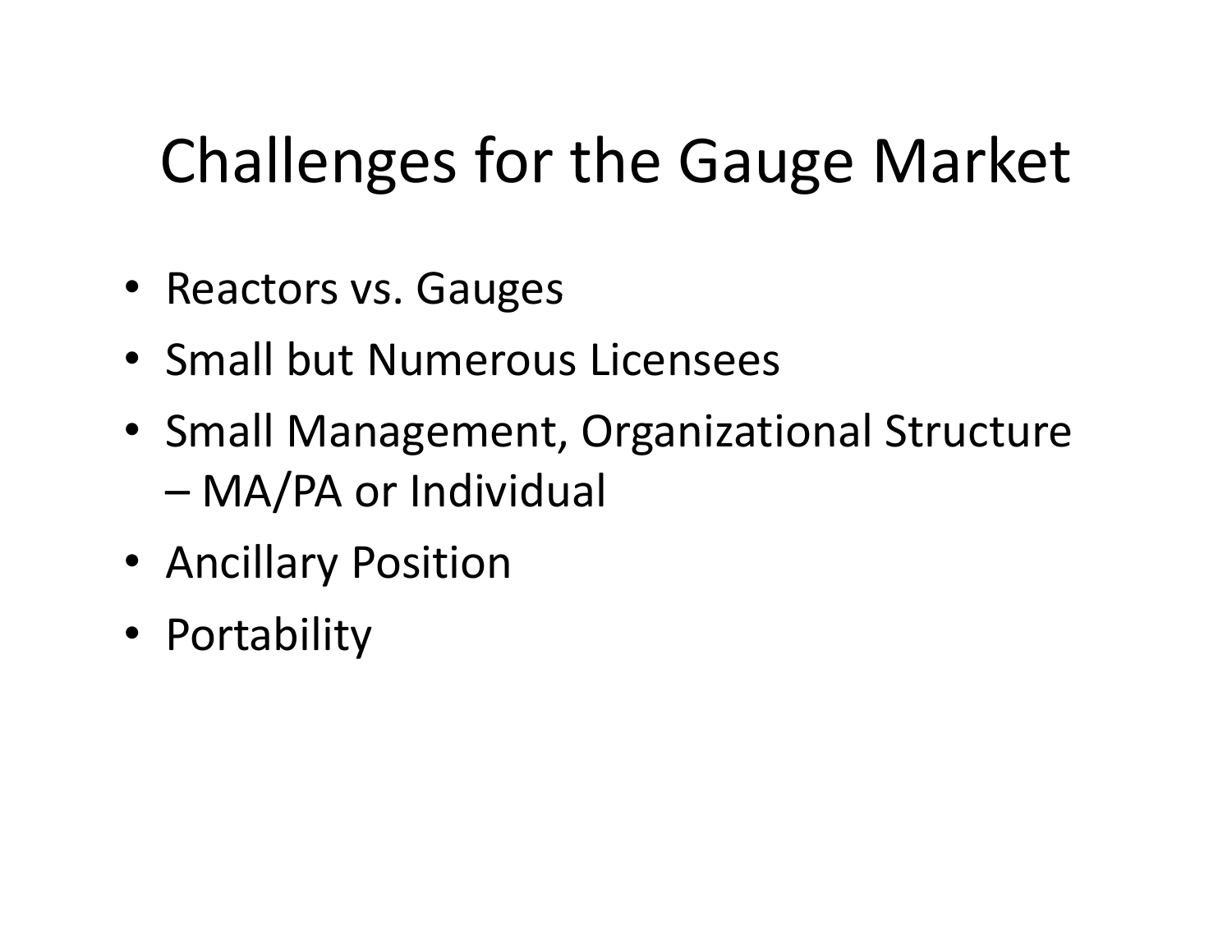# Challenges for the Gauge Market

- Reactors vs. Gauges
- Small but Numerous Licensees
- Small Management, Organizational Structure – MA/PA or Individual
- Ancillary Position
- Portability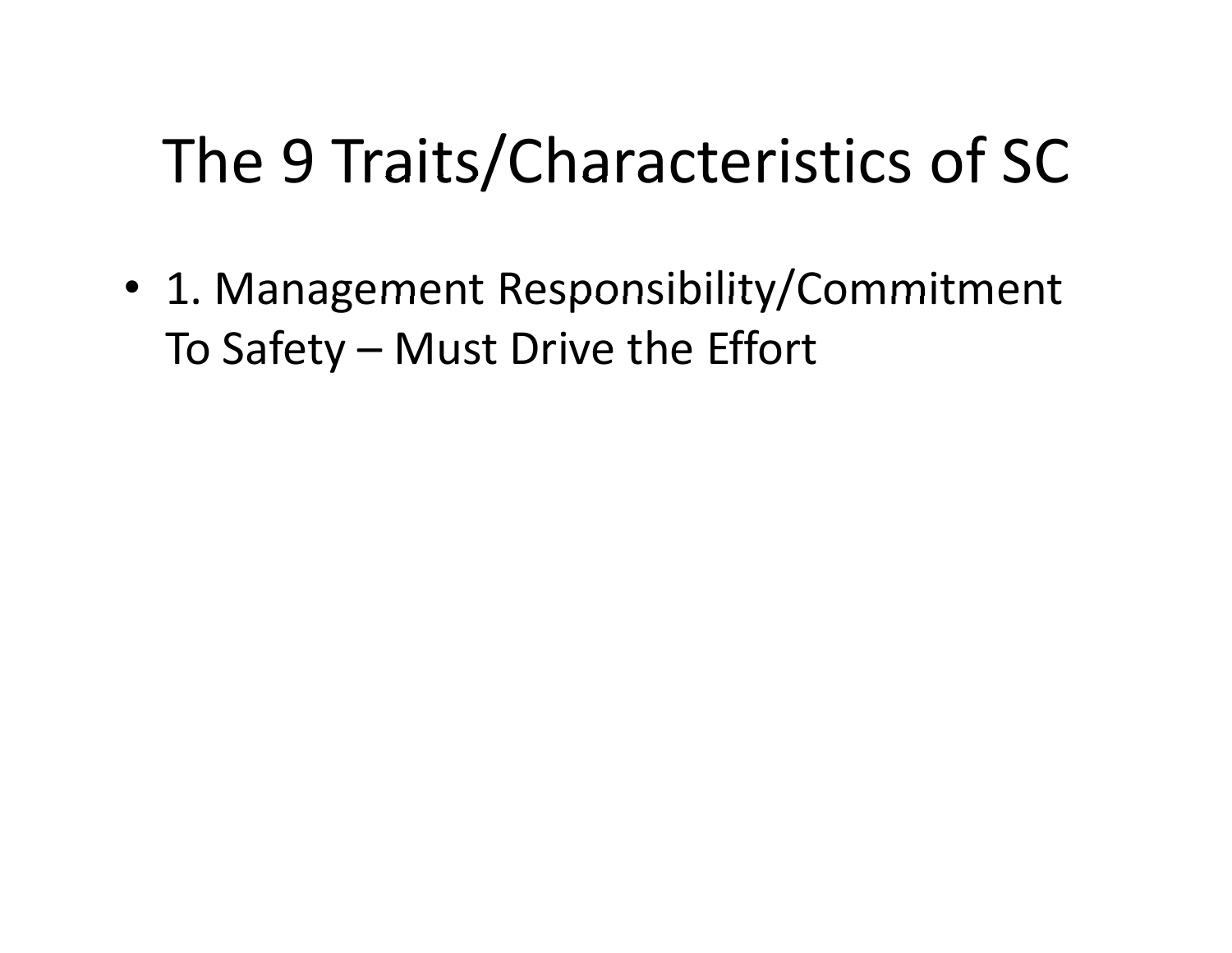# The 9 Traits/Characteristics of SC

- 1. Management Responsibility/Commitment To Safety – Must Drive the Effort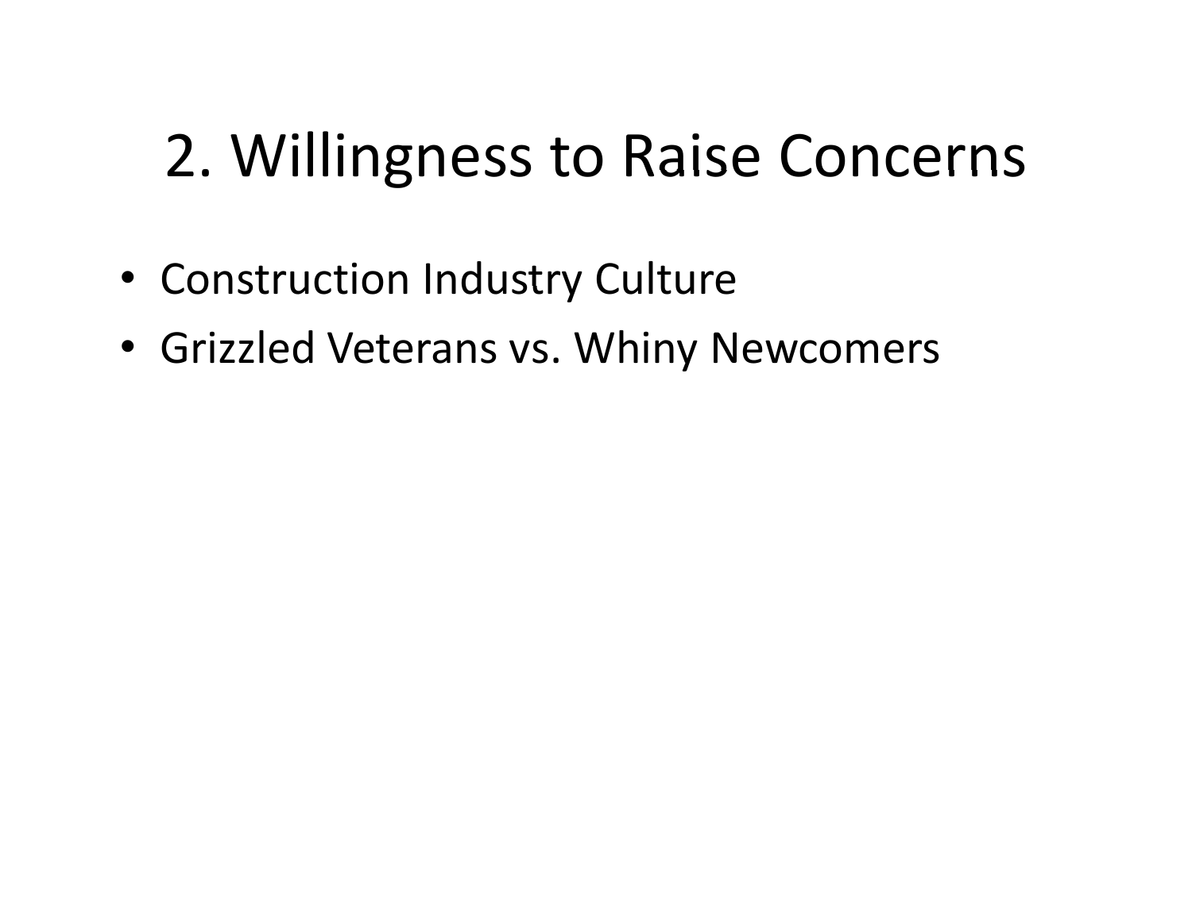# 2. Willingness to Raise Concerns

- Construction Industry Culture
- Grizzled Veterans vs. Whiny Newcomers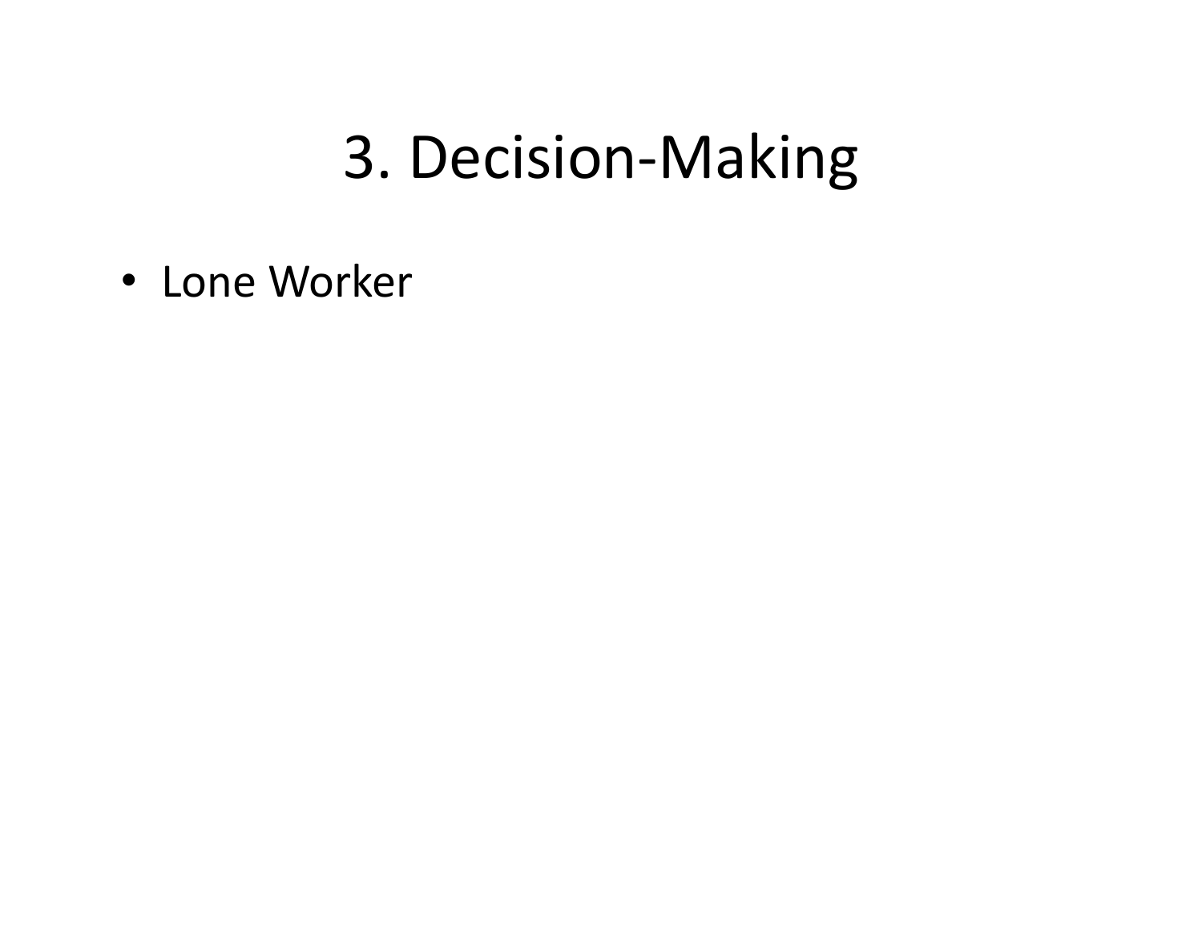# 3. Decision-Making

- Lone Worker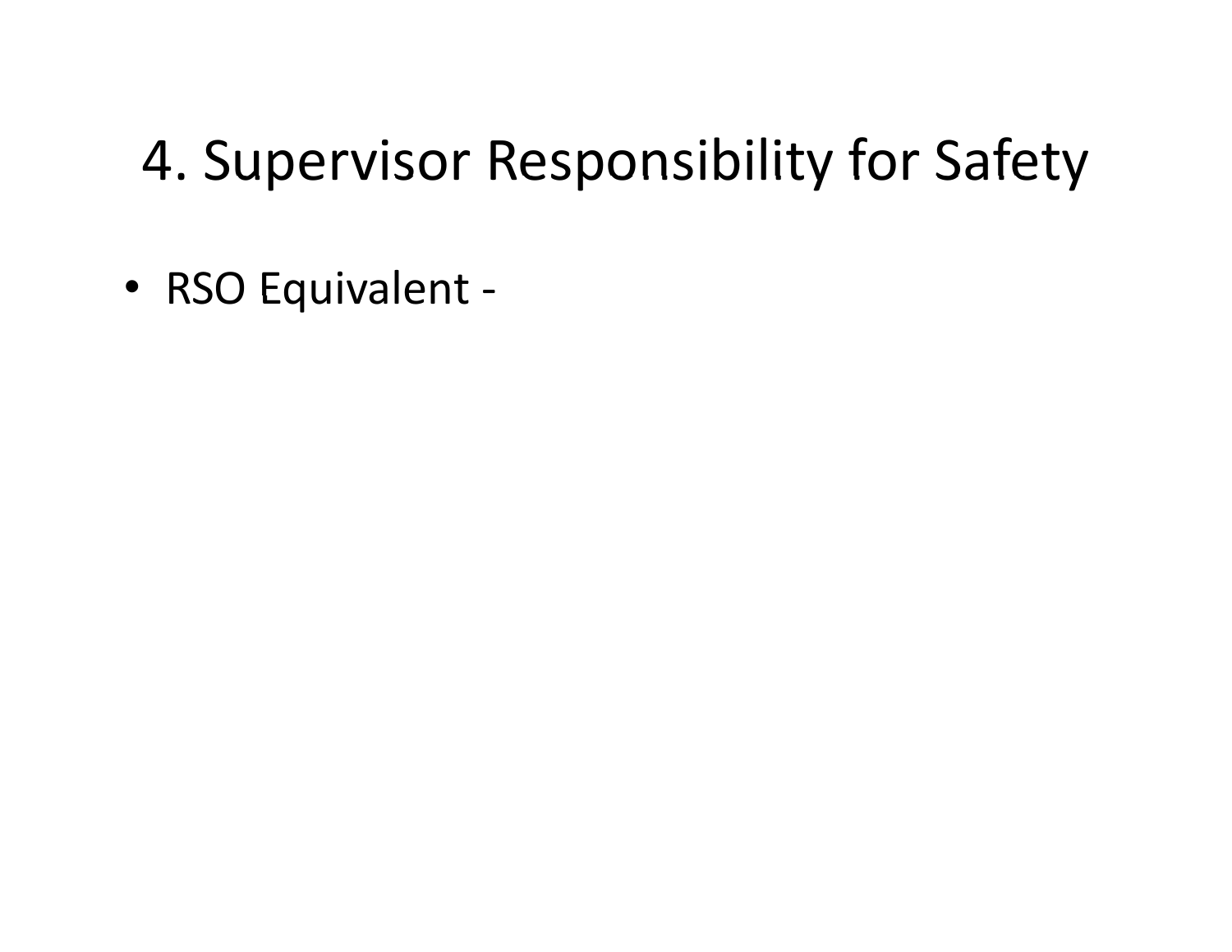# 4. Supervisor Responsibility for Safety

- RSO Equivalent -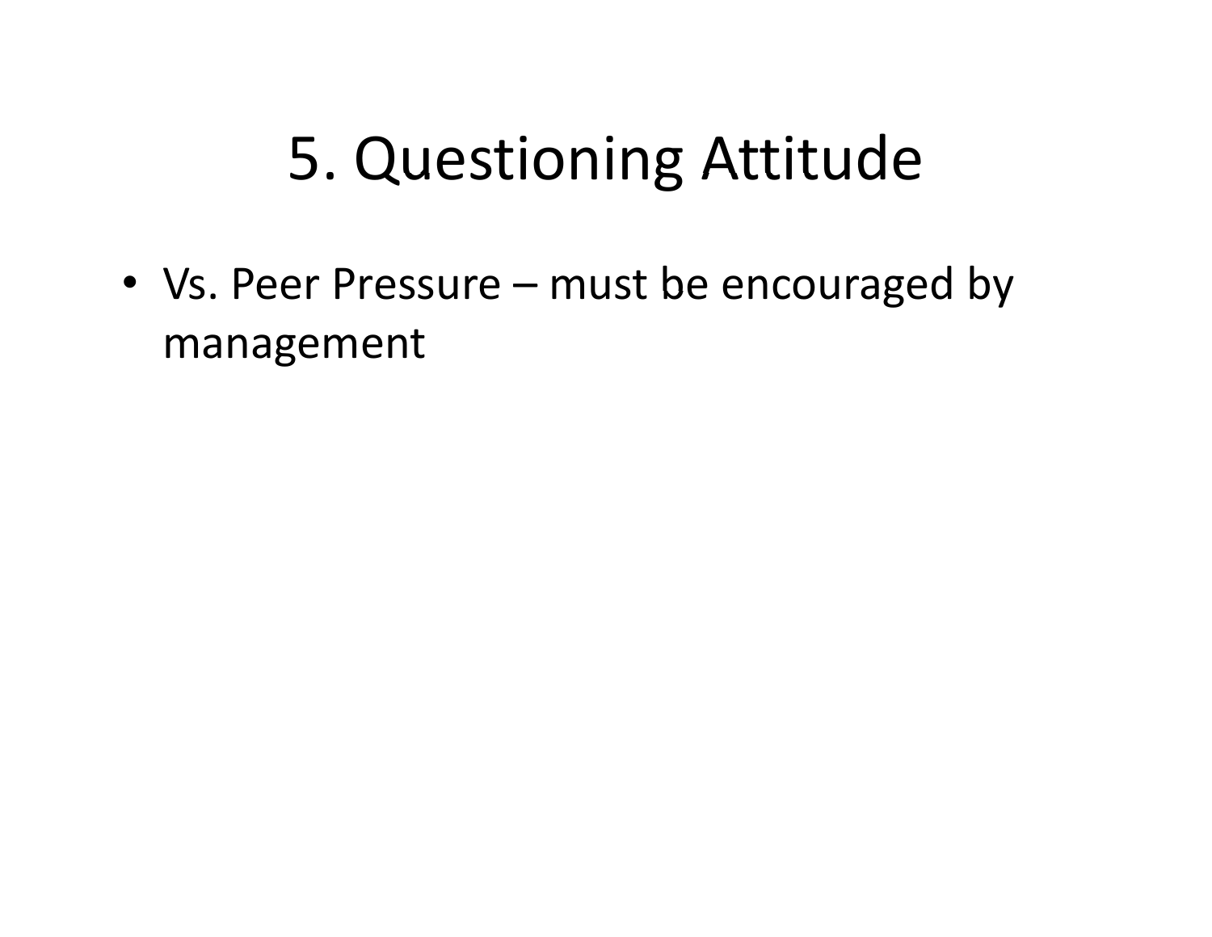# 5. Questioning Attitude

- Vs. Peer Pressure – must be encouraged by management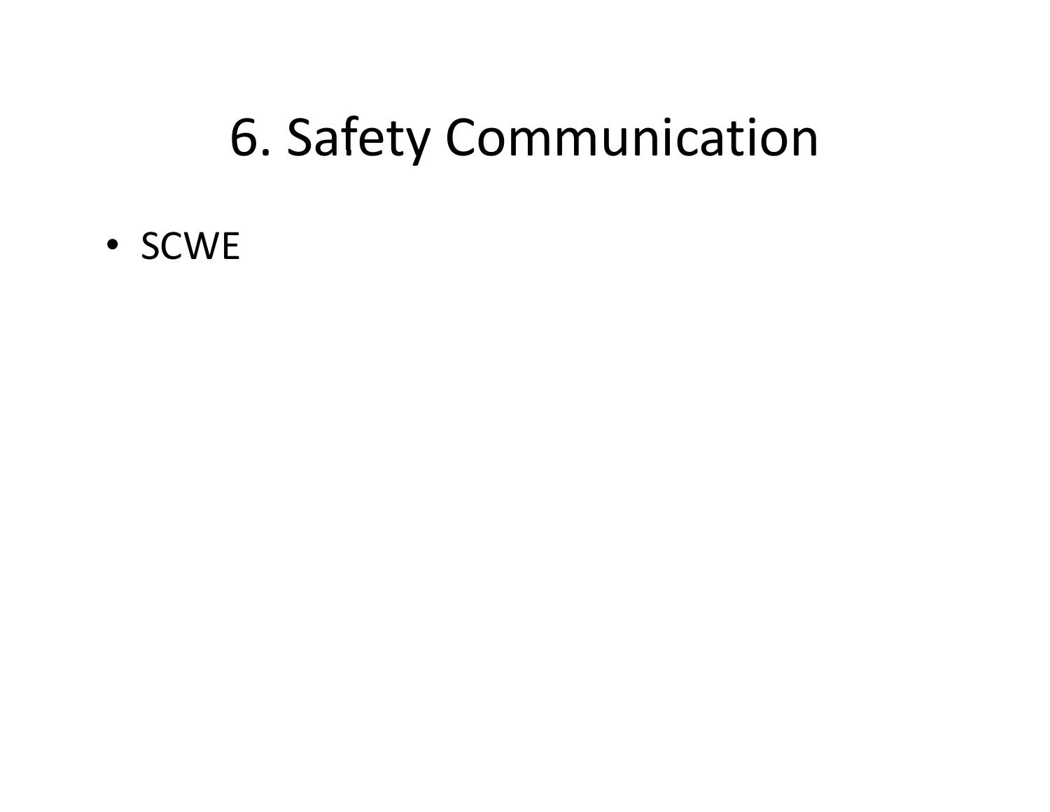# 6. Safety Communication

- SCWE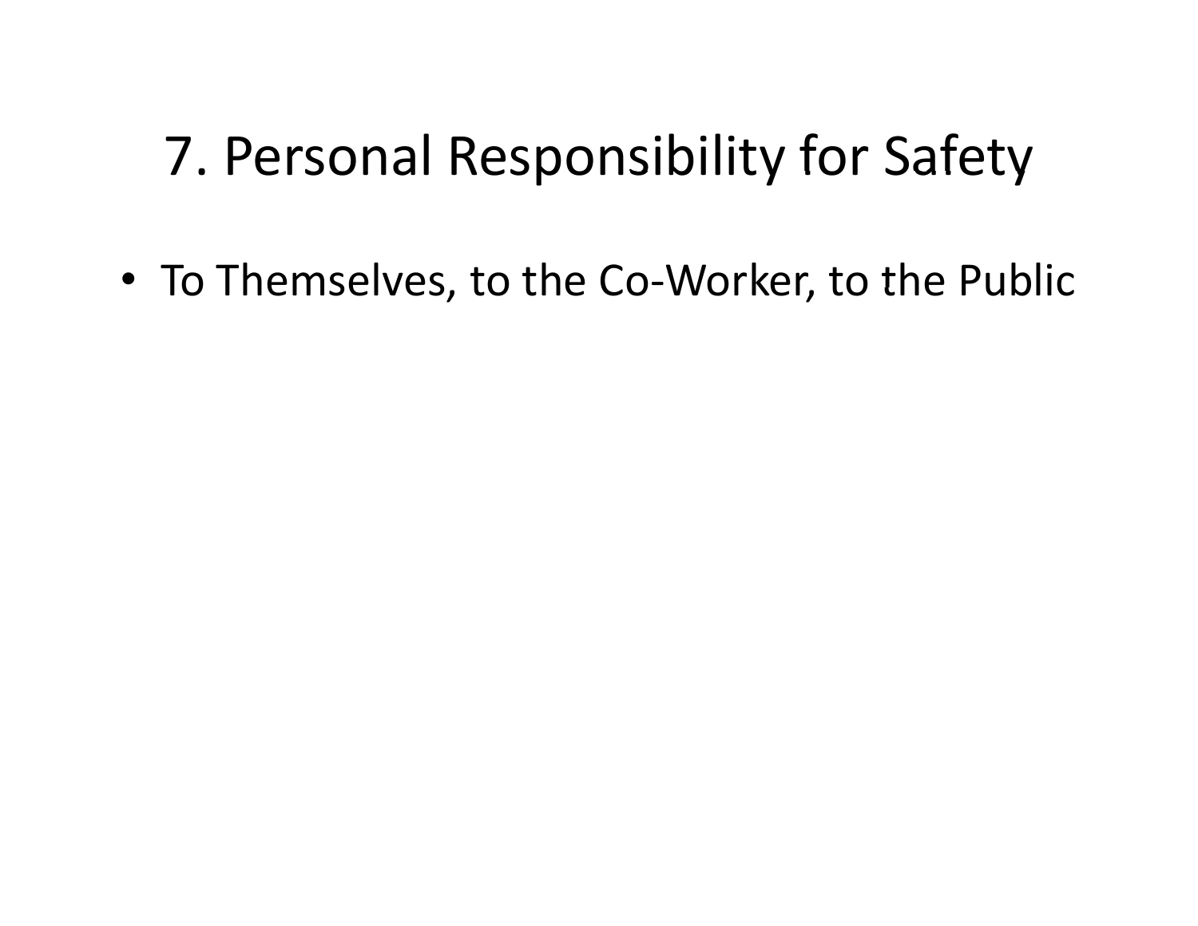# 7. Personal Responsibility for Safety

- To Themselves, to the Co-Worker, to the Public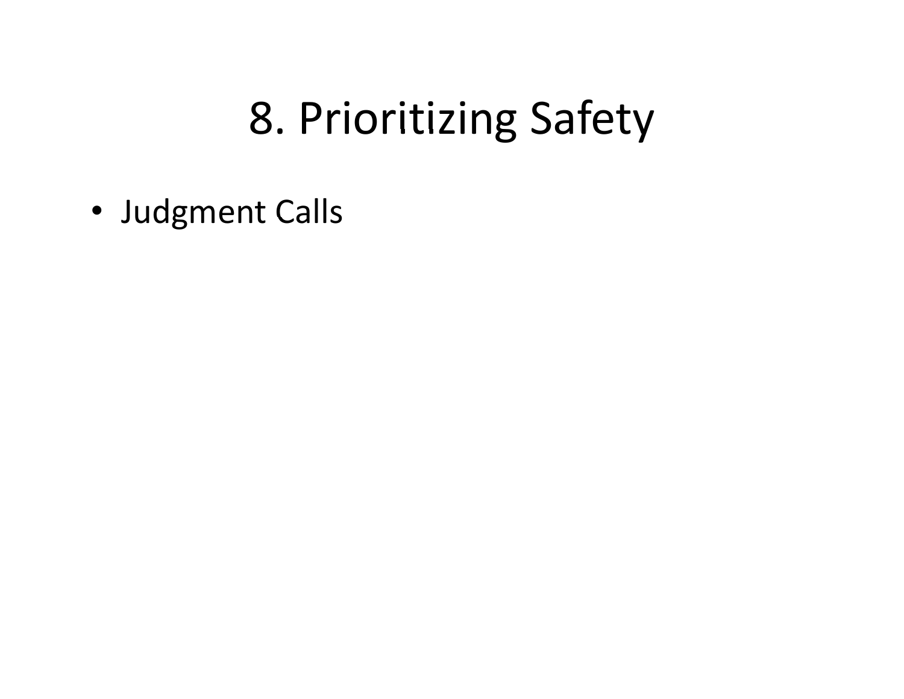# 8. Prioritizing Safety

- Judgment Calls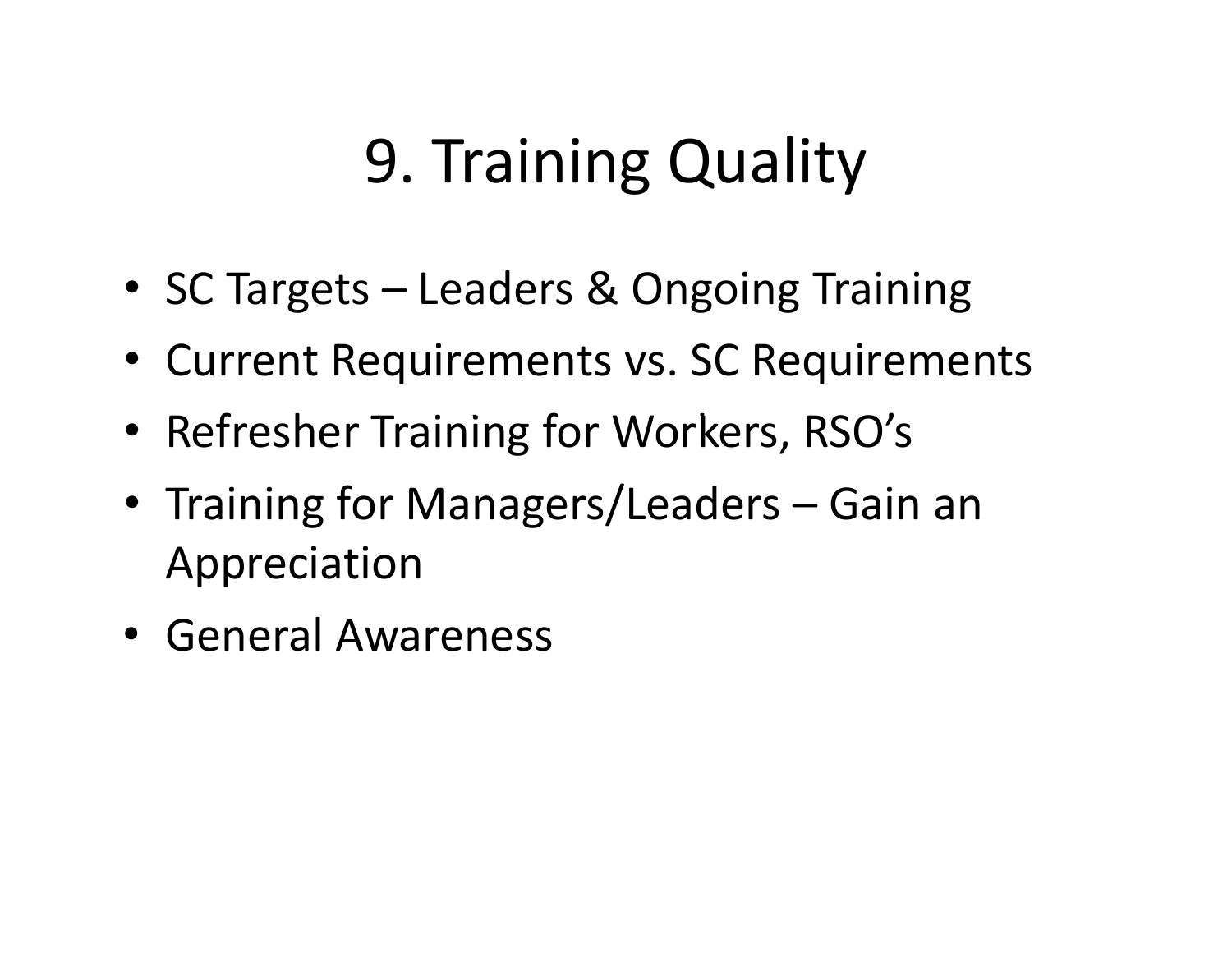# 9. Training Quality

- SC Targets – Leaders & Ongoing Training
- Current Requirements vs. SC Requirements
- Refresher Training for Workers, RSO's
- Training for Managers/Leaders – Gain an Appreciation
- General Awareness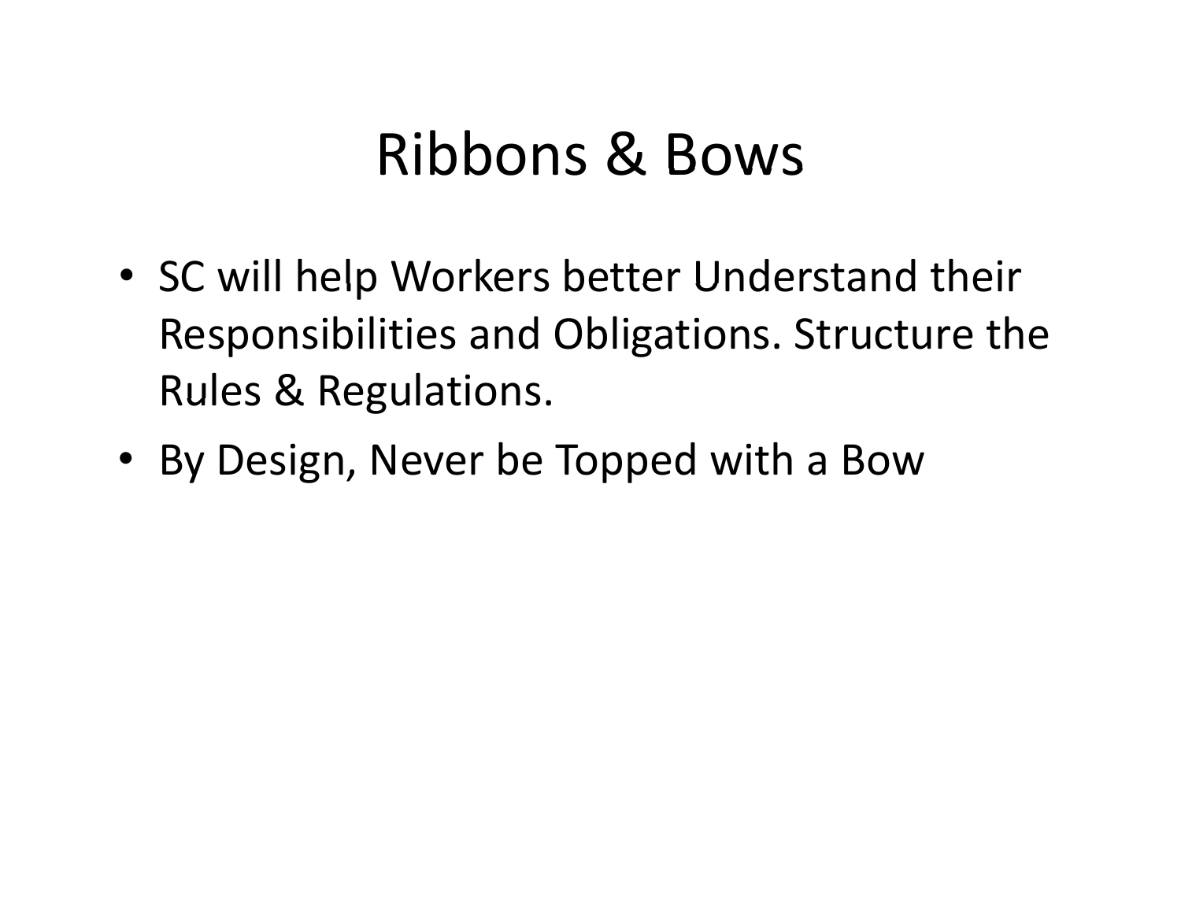# Ribbons & Bows

- SC will help Workers better Understand their Responsibilities and Obligations. Structure the Rules & Regulations.
- By Design, Never be Topped with a Bow